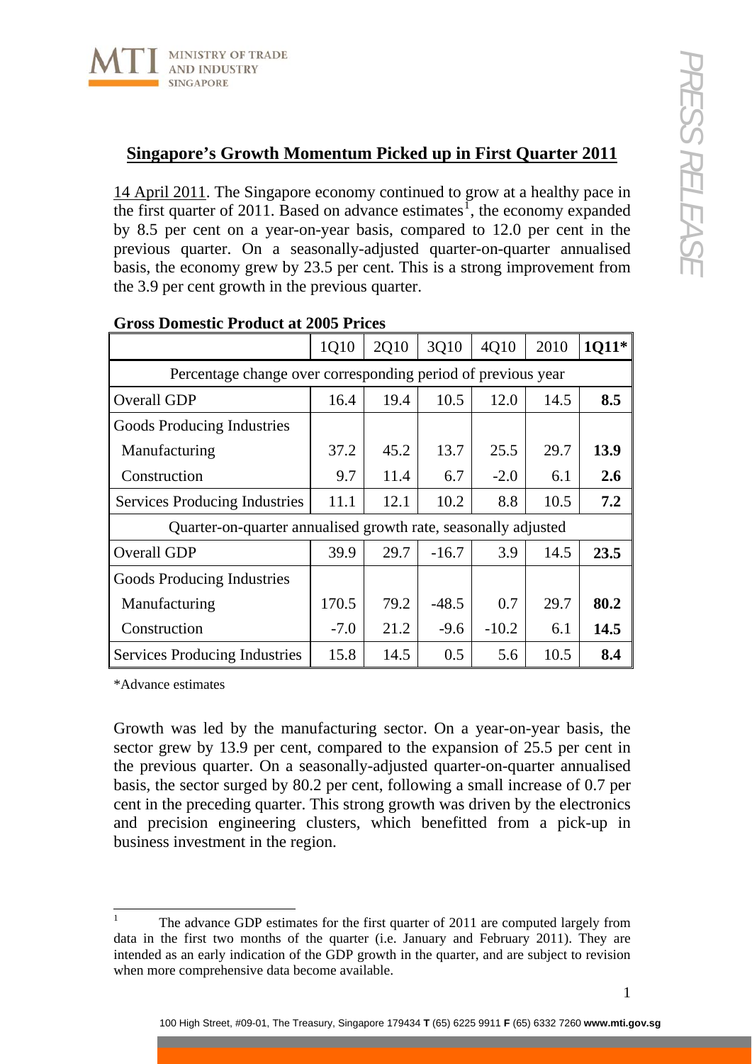## Singapore's Growth Momentum Picked up in First Quarter 2011

14 April 2011. The Singapore economy continued to grow at a healthy pace in the first quarter of 2011. Based on advance estimates[1], the economy expanded by 8.5 per cent on a year-on-year basis, compared to 12.0 per cent in the previous quarter. On a seasonally-adjusted quarter-on-quarter annualised basis, the economy grew by 23.5 per cent. This is a strong improvement from the 3.9 per cent growth in the previous quarter.

**Gross Domestic Product at 2005 Prices**

| | 1Q10 | 2Q10 | 3Q10 | 4Q10 | 2010 | **1Q11*** |
|---|---|---|---|---|---|---|
| Percentage change over corresponding period of previous year | | | | | | |
| Overall GDP | 16.4 | 19.4 | 10.5 | 12.0 | 14.5 | **8.5** |
| Goods Producing Industries | | | | | | |
| Manufacturing | 37.2 | 45.2 | 13.7 | 25.5 | 29.7 | **13.9** |
| Construction | 9.7 | 11.4 | 6.7 | -2.0 | 6.1 | **2.6** |
| Services Producing Industries | 11.1 | 12.1 | 10.2 | 8.8 | 10.5 | **7.2** |
| Quarter-on-quarter annualised growth rate, seasonally adjusted | | | | | | |
| Overall GDP | 39.9 | 29.7 | -16.7 | 3.9 | 14.5 | **23.5** |
| Goods Producing Industries | | | | | | |
| Manufacturing | 170.5 | 79.2 | -48.5 | 0.7 | 29.7 | **80.2** |
| Construction | -7.0 | 21.2 | -9.6 | -10.2 | 6.1 | **14.5** |
| Services Producing Industries | 15.8 | 14.5 | 0.5 | 5.6 | 10.5 | **8.4** |

*Advance estimates

Growth was led by the manufacturing sector. On a year-on-year basis, the sector grew by 13.9 per cent, compared to the expansion of 25.5 per cent in the previous quarter. On a seasonally-adjusted quarter-on-quarter annualised basis, the sector surged by 80.2 per cent, following a small increase of 0.7 per cent in the preceding quarter. This strong growth was driven by the electronics and precision engineering clusters, which benefitted from a pick-up in business investment in the region.

[1] The advance GDP estimates for the first quarter of 2011 are computed largely from data in the first two months of the quarter (i.e. January and February 2011). They are intended as an early indication of the GDP growth in the quarter, and are subject to revision when more comprehensive data become available.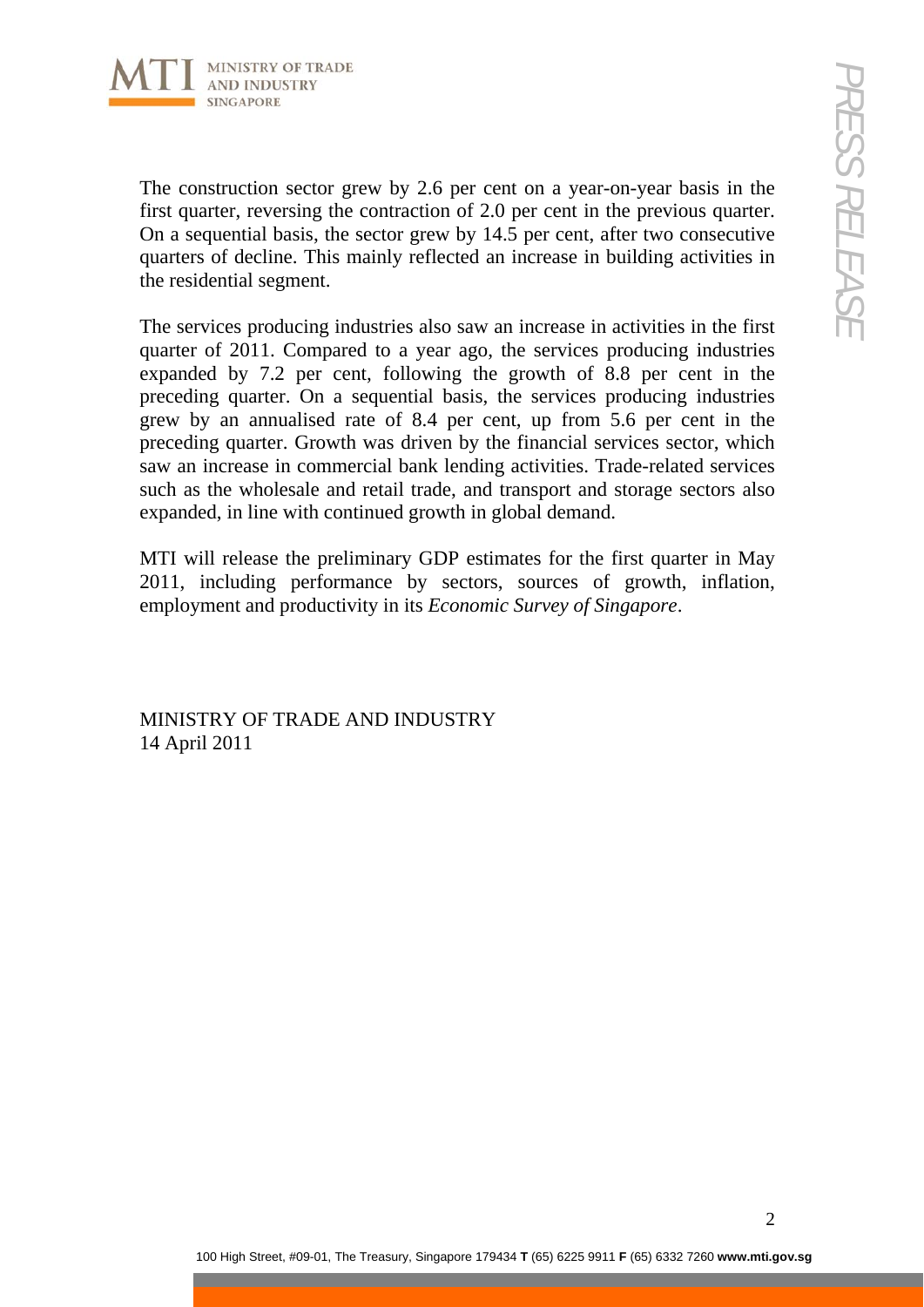The construction sector grew by 2.6 per cent on a year-on-year basis in the first quarter, reversing the contraction of 2.0 per cent in the previous quarter. On a sequential basis, the sector grew by 14.5 per cent, after two consecutive quarters of decline. This mainly reflected an increase in building activities in the residential segment.

The services producing industries also saw an increase in activities in the first quarter of 2011. Compared to a year ago, the services producing industries expanded by 7.2 per cent, following the growth of 8.8 per cent in the preceding quarter. On a sequential basis, the services producing industries grew by an annualised rate of 8.4 per cent, up from 5.6 per cent in the preceding quarter. Growth was driven by the financial services sector, which saw an increase in commercial bank lending activities. Trade-related services such as the wholesale and retail trade, and transport and storage sectors also expanded, in line with continued growth in global demand.

MTI will release the preliminary GDP estimates for the first quarter in May 2011, including performance by sectors, sources of growth, inflation, employment and productivity in its *Economic Survey of Singapore*.

MINISTRY OF TRADE AND INDUSTRY
14 April 2011